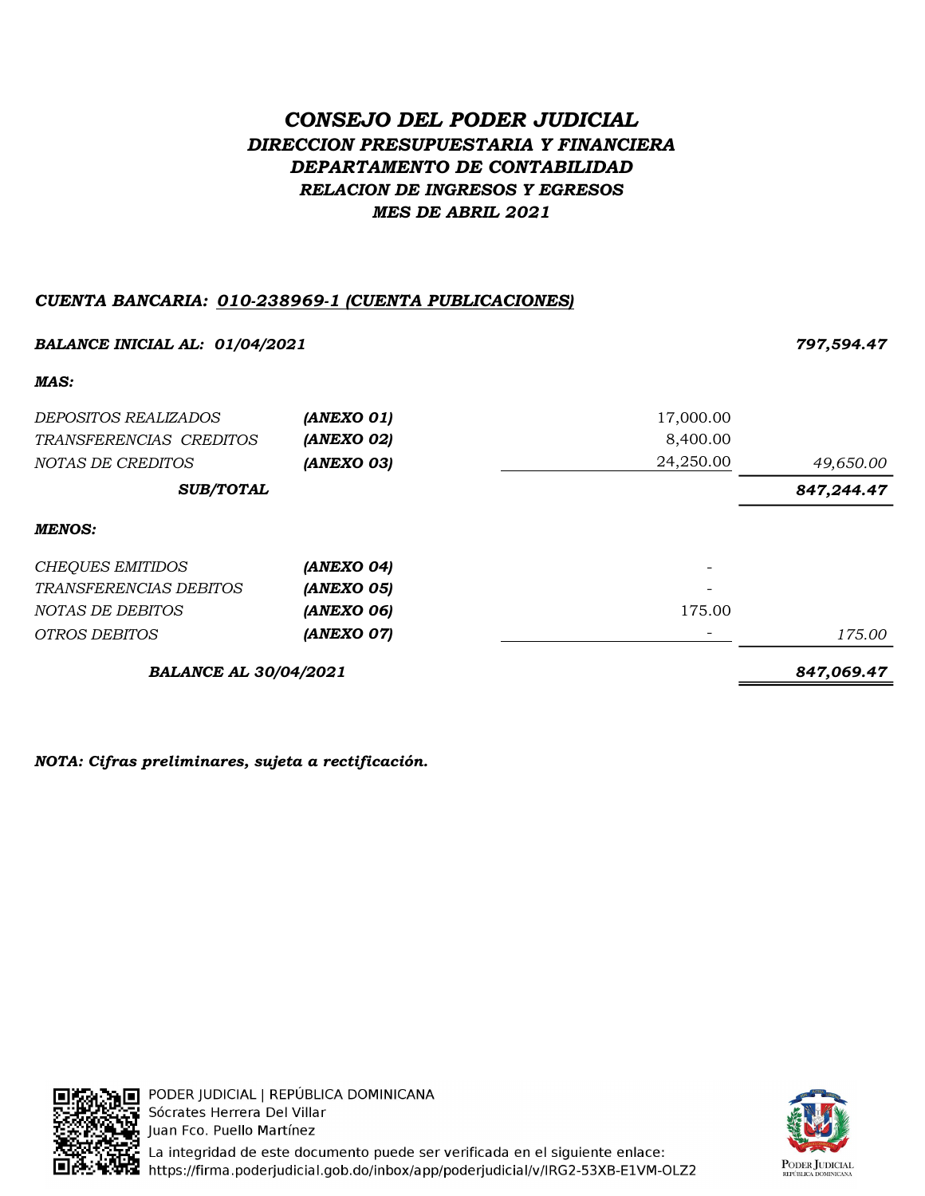# *CONSEJO DEL PODER JUDICIAL*

## *DIRECCION PRESUPUESTARIA Y FINANCIERA*

### *DEPARTAMENTO DE CONTABILIDAD*

### *RELACION DE INGRESOS Y EGRESOS*

### *MES DE ABRIL 2021*

***CUENTA BANCARIA: 010-238969-1 (CUENTA PUBLICACIONES)***

| | | | |
|---|---|---|---|
| ***BALANCE INICIAL AL: 01/04/2021*** | | | ***797,594.47*** |
| ***MAS:*** | | | |
| *DEPOSITOS REALIZADOS* | ***(ANEXO 01)*** | 17,000.00 | |
| *TRANSFERENCIAS CREDITOS* | ***(ANEXO 02)*** | 8,400.00 | |
| *NOTAS DE CREDITOS* | ***(ANEXO 03)*** | 24,250.00 | *49,650.00* |
| ***SUB/TOTAL*** | | | ***847,244.47*** |
| ***MENOS:*** | | | |
| *CHEQUES EMITIDOS* | ***(ANEXO 04)*** | - | |
| *TRANSFERENCIAS DEBITOS* | ***(ANEXO 05)*** | - | |
| *NOTAS DE DEBITOS* | ***(ANEXO 06)*** | 175.00 | |
| *OTROS DEBITOS* | ***(ANEXO 07)*** | - | *175.00* |
| ***BALANCE AL 30/04/2021*** | | | ***847,069.47*** |

***NOTA: Cifras preliminares, sujeta a rectificación.***

PODER JUDICIAL | REPÚBLICA DOMINICANA
Sócrates Herrera Del Villar
Juan Fco. Puello Martínez
La integridad de este documento puede ser verificada en el siguiente enlace:
https://firma.poderjudicial.gob.do/inbox/app/poderjudicial/v/IRG2-53XB-E1VM-OLZ2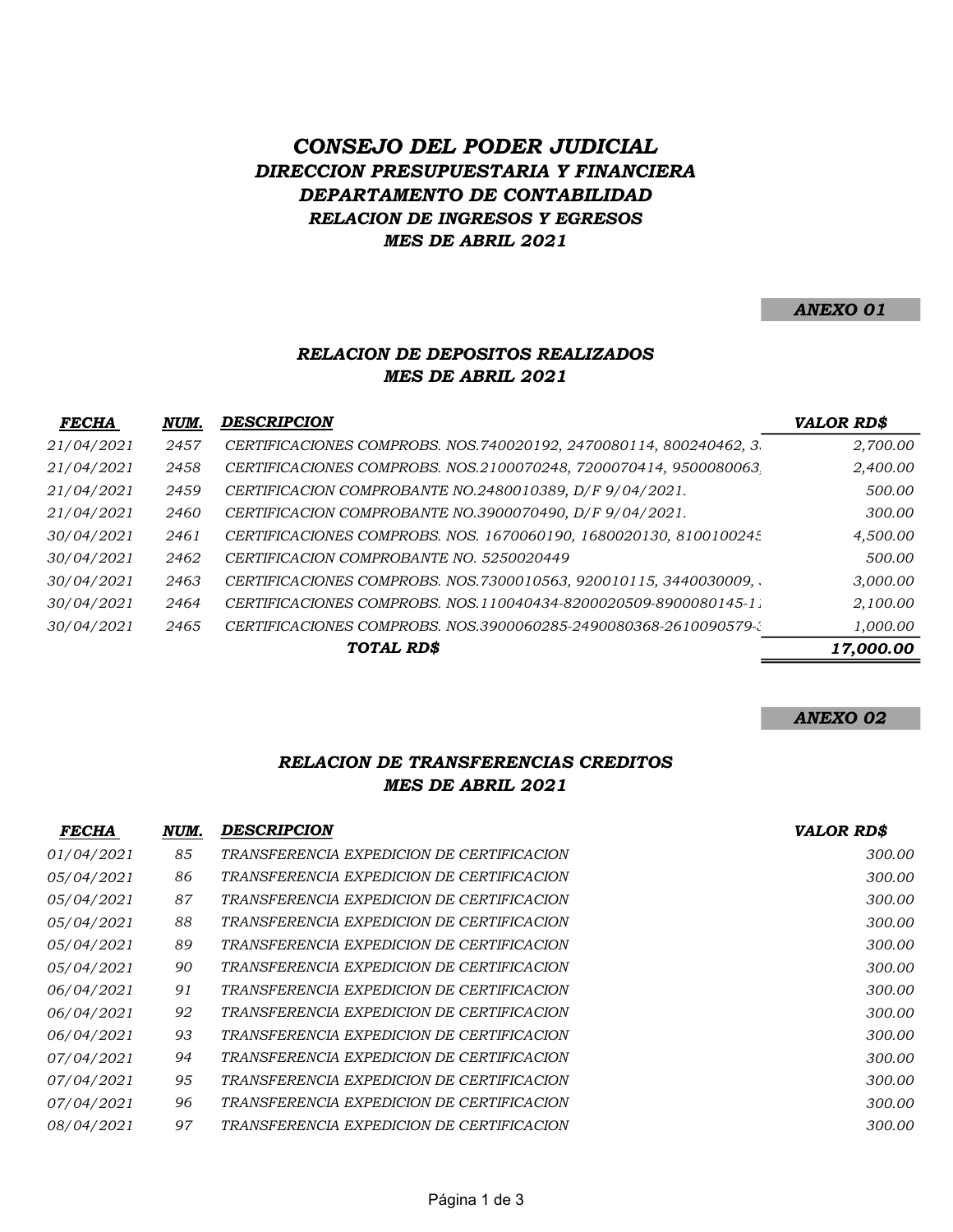# *CONSEJO DEL PODER JUDICIAL*

## *DIRECCION PRESUPUESTARIA Y FINANCIERA*

## *DEPARTAMENTO DE CONTABILIDAD*

### *RELACION DE INGRESOS Y EGRESOS*

### *MES DE ABRIL 2021*

***ANEXO 01***

### *RELACION DE DEPOSITOS REALIZADOS*
### *MES DE ABRIL 2021*

| *FECHA* | *NUM.* | *DESCRIPCION* | *VALOR RD$* |
|---|---|---|---|
| *21/04/2021* | *2457* | *CERTIFICACIONES COMPROBS. NOS.740020192, 2470080114, 800240462, 3* | *2,700.00* |
| *21/04/2021* | *2458* | *CERTIFICACIONES COMPROBS. NOS.2100070248, 7200070414, 9500080063,* | *2,400.00* |
| *21/04/2021* | *2459* | *CERTIFICACION COMPROBANTE NO.2480010389, D/F 9/04/2021.* | *500.00* |
| *21/04/2021* | *2460* | *CERTIFICACION COMPROBANTE NO.3900070490, D/F 9/04/2021.* | *300.00* |
| *30/04/2021* | *2461* | *CERTIFICACIONES COMPROBS. NOS. 1670060190, 1680020130, 810010024* | *4,500.00* |
| *30/04/2021* | *2462* | *CERTIFICACION COMPROBANTE NO. 5250020449* | *500.00* |
| *30/04/2021* | *2463* | *CERTIFICACIONES COMPROBS. NOS.7300010563, 920010115, 3440030009,* | *3,000.00* |
| *30/04/2021* | *2464* | *CERTIFICACIONES COMPROBS. NOS.110040434-8200020509-8900080145-1* | *2,100.00* |
| *30/04/2021* | *2465* | *CERTIFICACIONES COMPROBS. NOS.3900060285-2490080368-2610090579-* | *1,000.00* |
| | | ***TOTAL RD$*** | ***17,000.00*** |

***ANEXO 02***

### *RELACION DE TRANSFERENCIAS CREDITOS*
### *MES DE ABRIL 2021*

| *FECHA* | *NUM.* | *DESCRIPCION* | *VALOR RD$* |
|---|---|---|---|
| *01/04/2021* | *85* | *TRANSFERENCIA EXPEDICION DE CERTIFICACION* | *300.00* |
| *05/04/2021* | *86* | *TRANSFERENCIA EXPEDICION DE CERTIFICACION* | *300.00* |
| *05/04/2021* | *87* | *TRANSFERENCIA EXPEDICION DE CERTIFICACION* | *300.00* |
| *05/04/2021* | *88* | *TRANSFERENCIA EXPEDICION DE CERTIFICACION* | *300.00* |
| *05/04/2021* | *89* | *TRANSFERENCIA EXPEDICION DE CERTIFICACION* | *300.00* |
| *05/04/2021* | *90* | *TRANSFERENCIA EXPEDICION DE CERTIFICACION* | *300.00* |
| *06/04/2021* | *91* | *TRANSFERENCIA EXPEDICION DE CERTIFICACION* | *300.00* |
| *06/04/2021* | *92* | *TRANSFERENCIA EXPEDICION DE CERTIFICACION* | *300.00* |
| *06/04/2021* | *93* | *TRANSFERENCIA EXPEDICION DE CERTIFICACION* | *300.00* |
| *07/04/2021* | *94* | *TRANSFERENCIA EXPEDICION DE CERTIFICACION* | *300.00* |
| *07/04/2021* | *95* | *TRANSFERENCIA EXPEDICION DE CERTIFICACION* | *300.00* |
| *07/04/2021* | *96* | *TRANSFERENCIA EXPEDICION DE CERTIFICACION* | *300.00* |
| *08/04/2021* | *97* | *TRANSFERENCIA EXPEDICION DE CERTIFICACION* | *300.00* |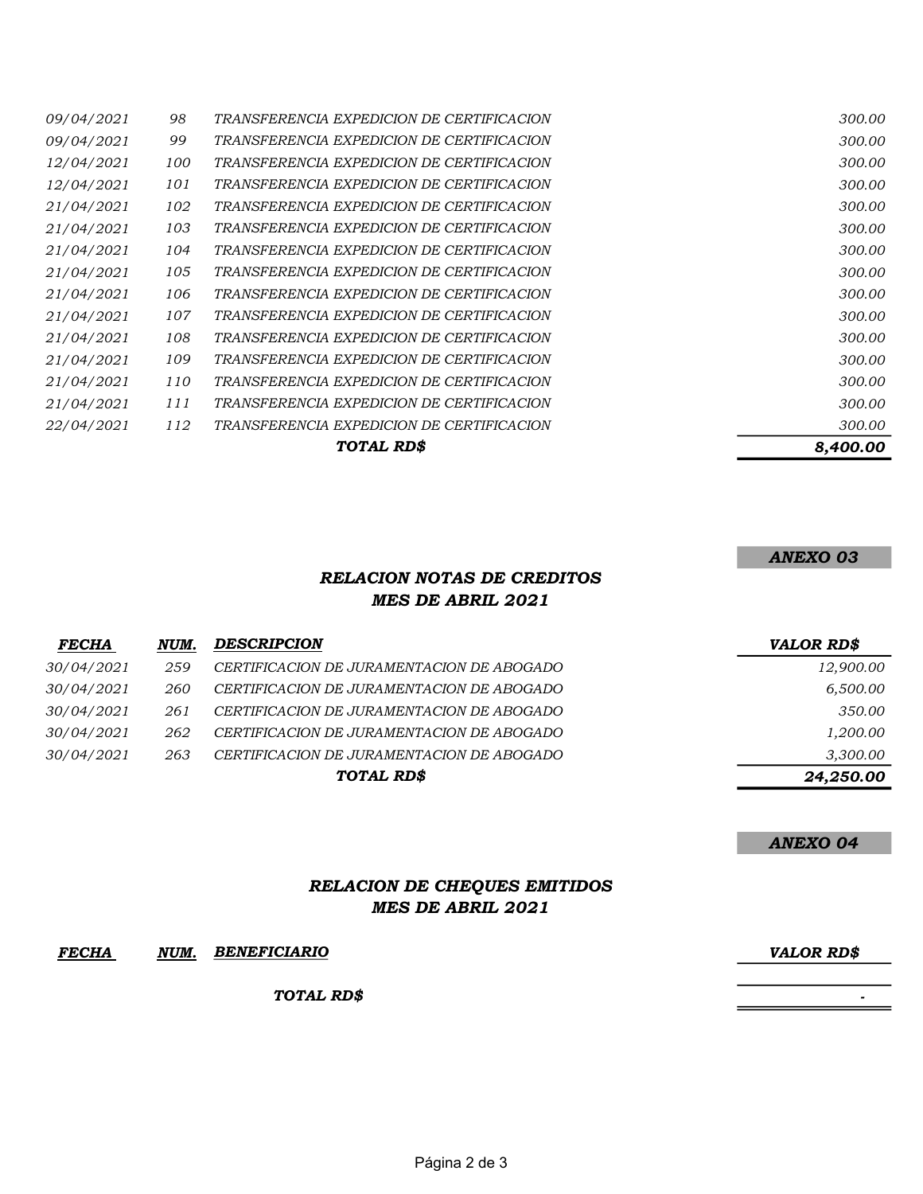| | | | |
|---|---|---|---|
| *09/04/2021* | *98* | *TRANSFERENCIA EXPEDICION DE CERTIFICACION* | *300.00* |
| *09/04/2021* | *99* | *TRANSFERENCIA EXPEDICION DE CERTIFICACION* | *300.00* |
| *12/04/2021* | *100* | *TRANSFERENCIA EXPEDICION DE CERTIFICACION* | *300.00* |
| *12/04/2021* | *101* | *TRANSFERENCIA EXPEDICION DE CERTIFICACION* | *300.00* |
| *21/04/2021* | *102* | *TRANSFERENCIA EXPEDICION DE CERTIFICACION* | *300.00* |
| *21/04/2021* | *103* | *TRANSFERENCIA EXPEDICION DE CERTIFICACION* | *300.00* |
| *21/04/2021* | *104* | *TRANSFERENCIA EXPEDICION DE CERTIFICACION* | *300.00* |
| *21/04/2021* | *105* | *TRANSFERENCIA EXPEDICION DE CERTIFICACION* | *300.00* |
| *21/04/2021* | *106* | *TRANSFERENCIA EXPEDICION DE CERTIFICACION* | *300.00* |
| *21/04/2021* | *107* | *TRANSFERENCIA EXPEDICION DE CERTIFICACION* | *300.00* |
| *21/04/2021* | *108* | *TRANSFERENCIA EXPEDICION DE CERTIFICACION* | *300.00* |
| *21/04/2021* | *109* | *TRANSFERENCIA EXPEDICION DE CERTIFICACION* | *300.00* |
| *21/04/2021* | *110* | *TRANSFERENCIA EXPEDICION DE CERTIFICACION* | *300.00* |
| *21/04/2021* | *111* | *TRANSFERENCIA EXPEDICION DE CERTIFICACION* | *300.00* |
| *22/04/2021* | *112* | *TRANSFERENCIA EXPEDICION DE CERTIFICACION* | *300.00* |
| | | ***TOTAL RD$*** | ***8,400.00*** |

***ANEXO 03***

## *RELACION NOTAS DE CREDITOS*
## *MES DE ABRIL 2021*

| *FECHA* | *NUM.* | *DESCRIPCION* | *VALOR RD$* |
|---|---|---|---|
| *30/04/2021* | *259* | *CERTIFICACION DE JURAMENTACION DE ABOGADO* | *12,900.00* |
| *30/04/2021* | *260* | *CERTIFICACION DE JURAMENTACION DE ABOGADO* | *6,500.00* |
| *30/04/2021* | *261* | *CERTIFICACION DE JURAMENTACION DE ABOGADO* | *350.00* |
| *30/04/2021* | *262* | *CERTIFICACION DE JURAMENTACION DE ABOGADO* | *1,200.00* |
| *30/04/2021* | *263* | *CERTIFICACION DE JURAMENTACION DE ABOGADO* | *3,300.00* |
| | | ***TOTAL RD$*** | ***24,250.00*** |

***ANEXO 04***

## *RELACION DE CHEQUES EMITIDOS*
## *MES DE ABRIL 2021*

| *FECHA* | *NUM.* | *BENEFICIARIO* | *VALOR RD$* |
|---|---|---|---|
| | | ***TOTAL RD$*** | *-* |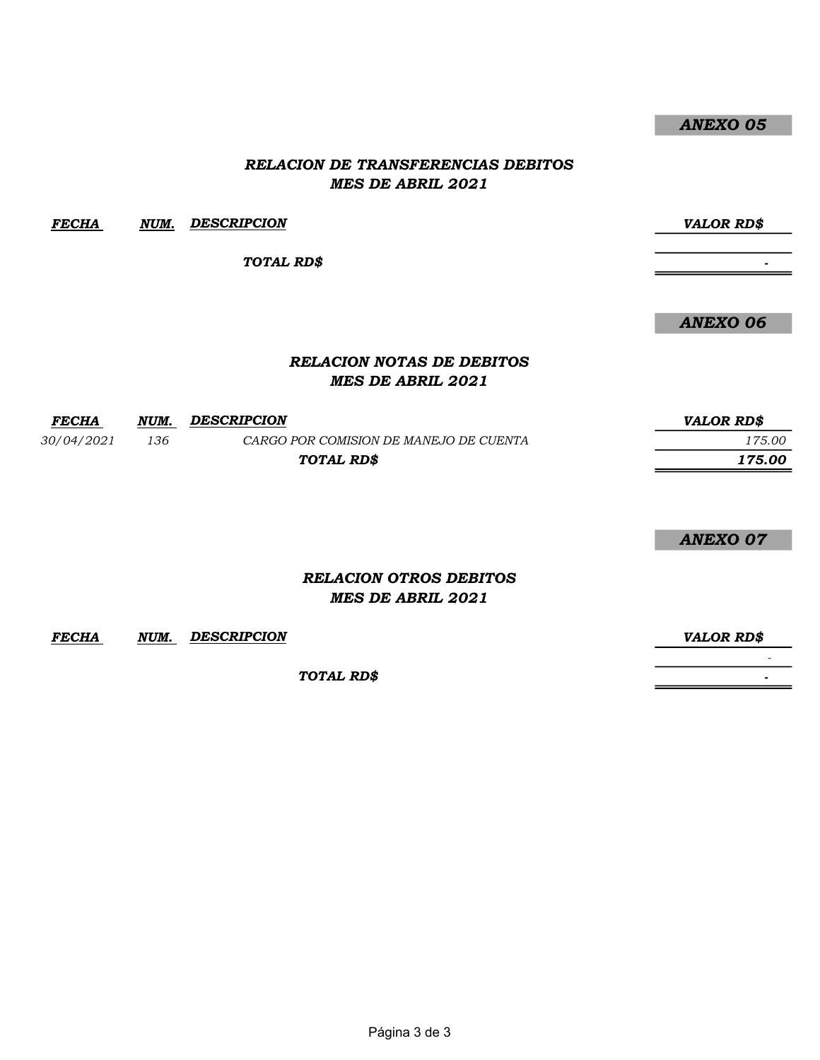***ANEXO 05***

## *RELACION DE TRANSFERENCIAS DEBITOS*
## *MES DE ABRIL 2021*

| FECHA | NUM. | DESCRIPCION | VALOR RD$ |
|---|---|---|---|
| | | **TOTAL RD$** | **-** |

***ANEXO 06***

## *RELACION NOTAS DE DEBITOS*
## *MES DE ABRIL 2021*

| FECHA | NUM. | DESCRIPCION | VALOR RD$ |
|---|---|---|---|
| *30/04/2021* | *136* | *CARGO POR COMISION DE MANEJO DE CUENTA* | *175.00* |
| | | **TOTAL RD$** | **175.00** |

***ANEXO 07***

## *RELACION OTROS DEBITOS*
## *MES DE ABRIL 2021*

| FECHA | NUM. | DESCRIPCION | VALOR RD$ |
|---|---|---|---|
| | | | - |
| | | **TOTAL RD$** | **-** |